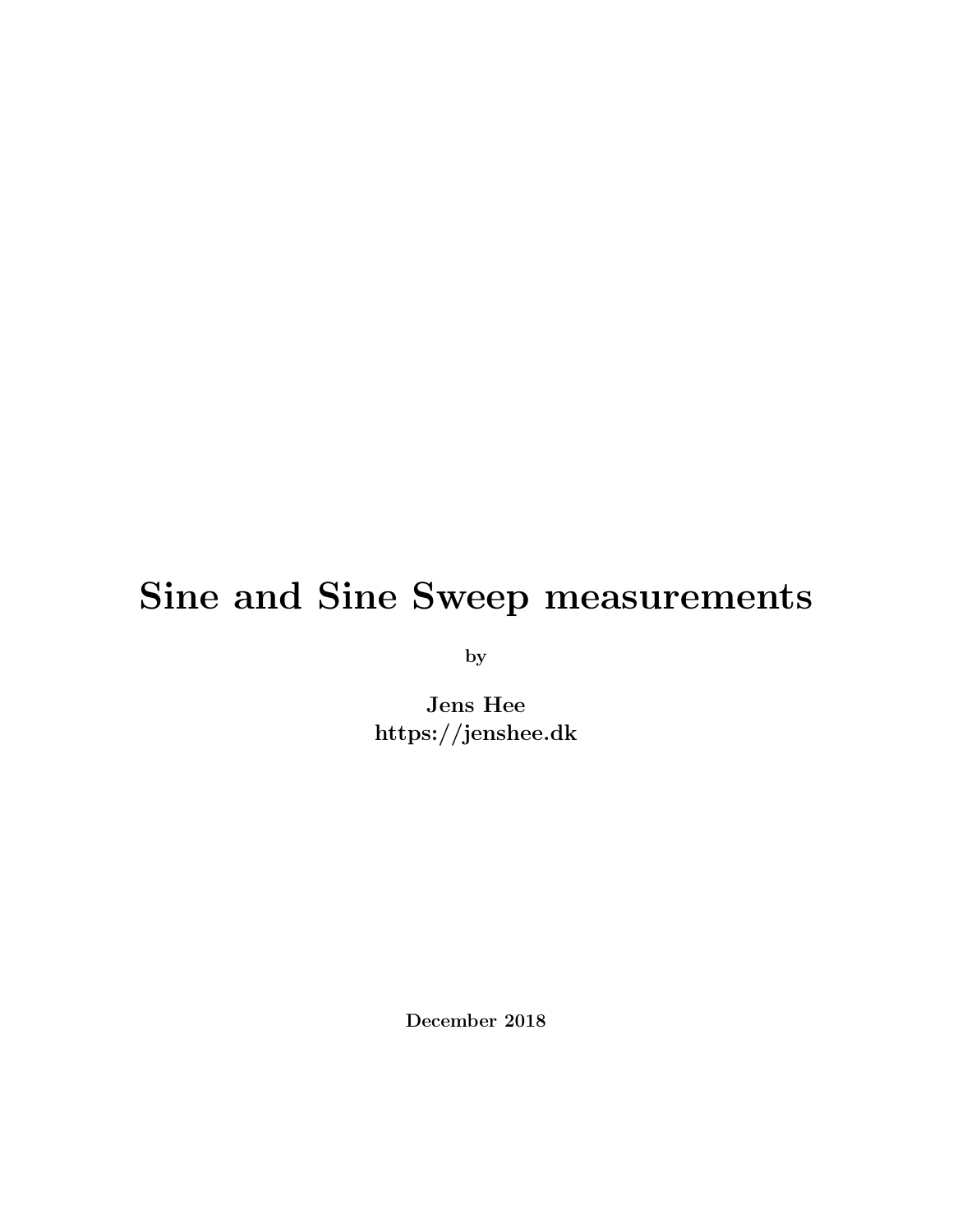# Sine and Sine Sweep measurements

**by**

**Jens Hee**
**https://jenshee.dk**

**December 2018**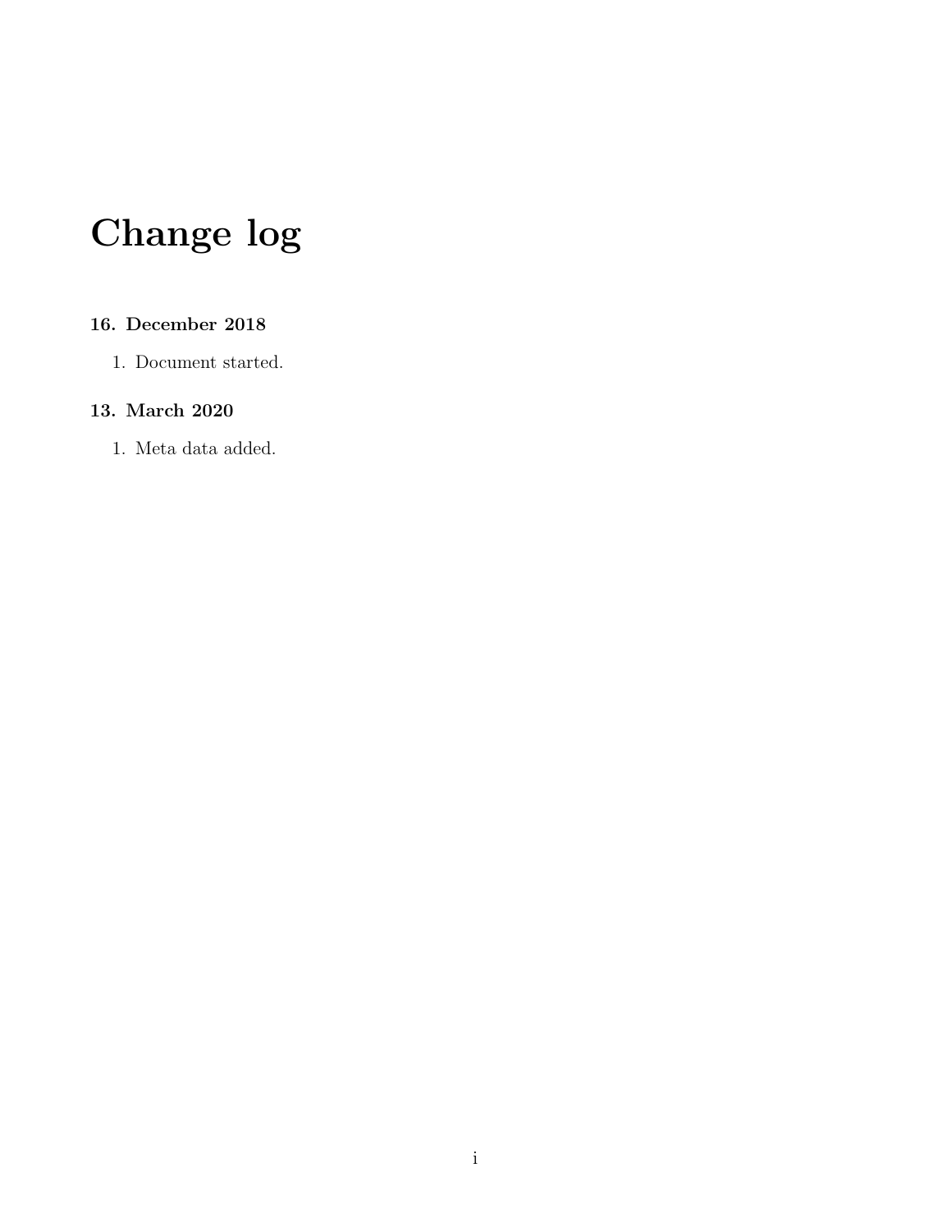# Change log

### 16. December 2018

1. Document started.

### 13. March 2020

1. Meta data added.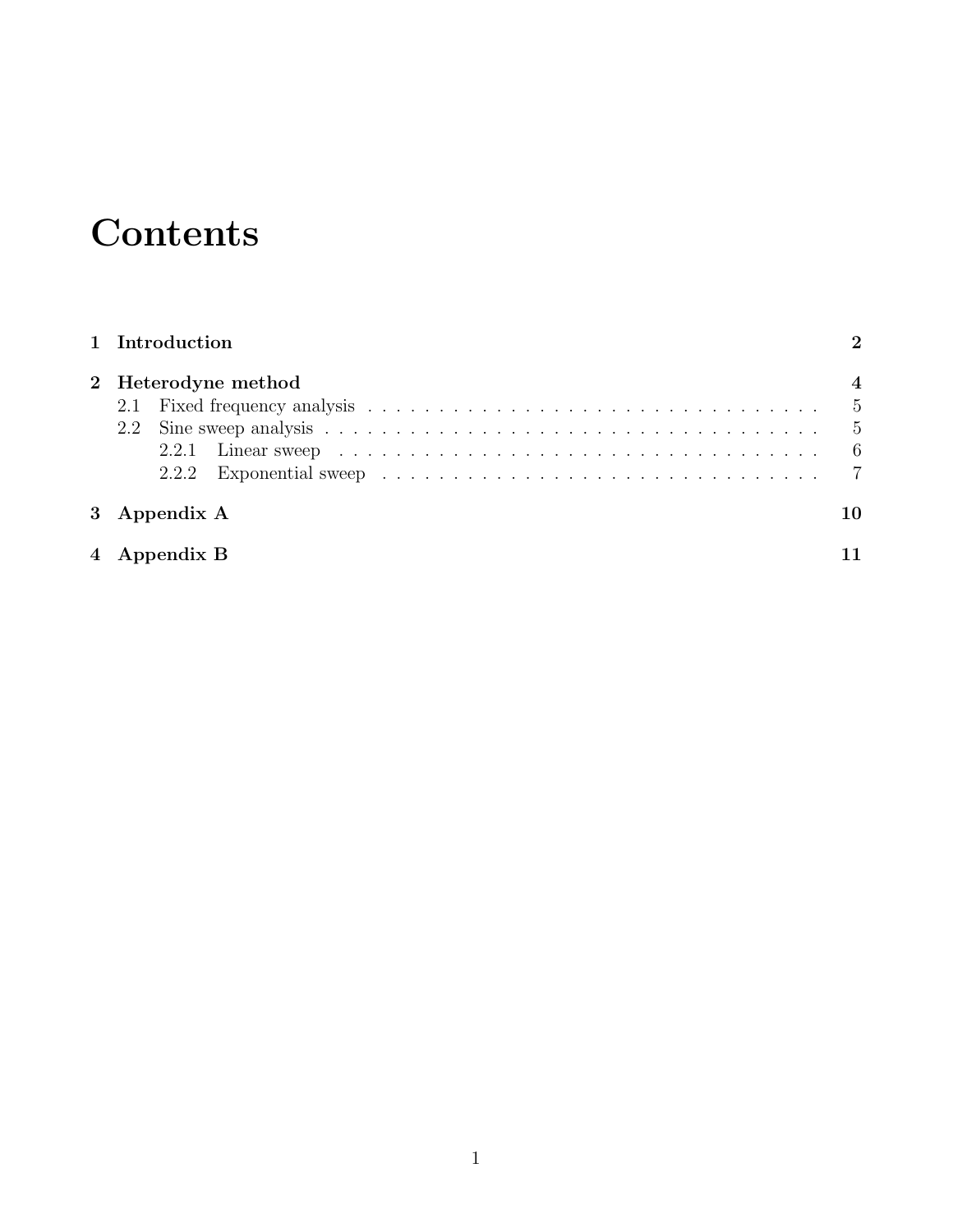# Contents

1 Introduction 2

2 Heterodyne method 4
- 2.1 Fixed frequency analysis 5
- 2.2 Sine sweep analysis 5
  - 2.2.1 Linear sweep 6
  - 2.2.2 Exponential sweep 7

3 Appendix A 10

4 Appendix B 11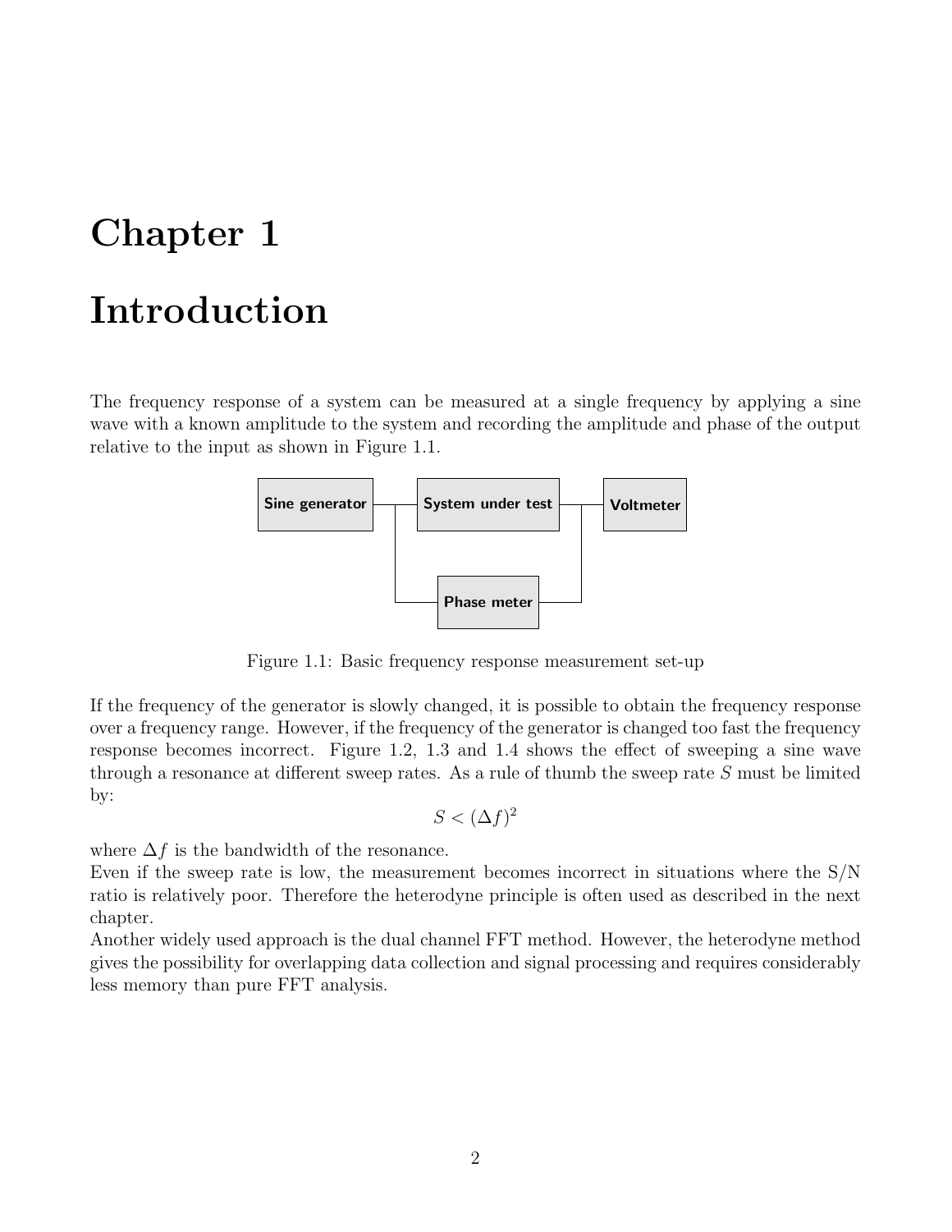# Chapter 1

# Introduction

The frequency response of a system can be measured at a single frequency by applying a sine wave with a known amplitude to the system and recording the amplitude and phase of the output relative to the input as shown in Figure 1.1.

Figure 1.1: Basic frequency response measurement set-up

If the frequency of the generator is slowly changed, it is possible to obtain the frequency response over a frequency range. However, if the frequency of the generator is changed too fast the frequency response becomes incorrect. Figure 1.2, 1.3 and 1.4 shows the effect of sweeping a sine wave through a resonance at different sweep rates. As a rule of thumb the sweep rate $S$ must be limited by:

$$S < (\Delta f)^2$$

where $\Delta f$ is the bandwidth of the resonance.

Even if the sweep rate is low, the measurement becomes incorrect in situations where the S/N ratio is relatively poor. Therefore the heterodyne principle is often used as described in the next chapter.

Another widely used approach is the dual channel FFT method. However, the heterodyne method gives the possibility for overlapping data collection and signal processing and requires considerably less memory than pure FFT analysis.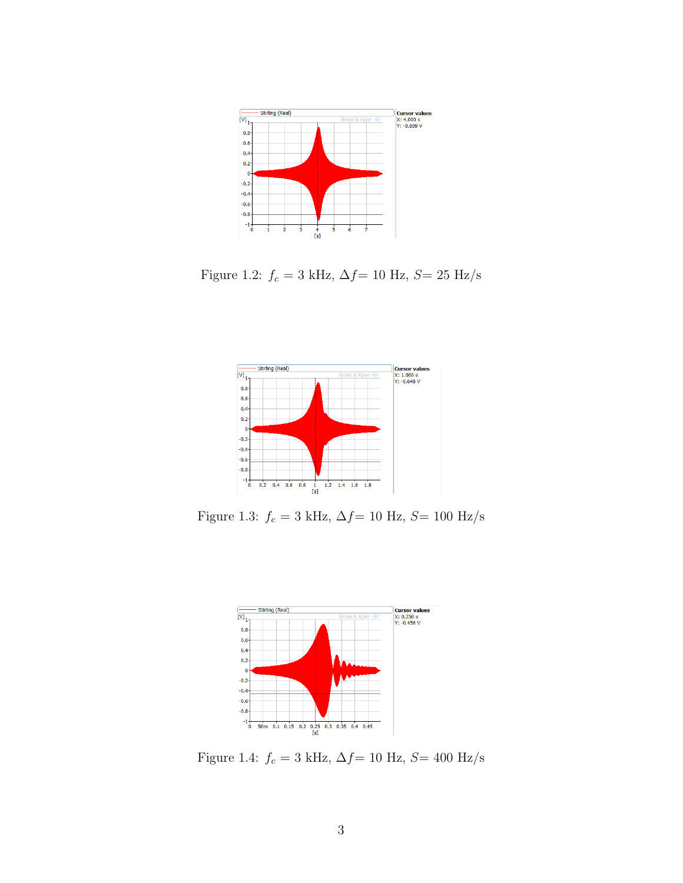Figure 1.2: $f_c = 3$ kHz, $\Delta f = 10$ Hz, $S = 25$ Hz/s

Figure 1.3: $f_c = 3$ kHz, $\Delta f = 10$ Hz, $S = 100$ Hz/s

Figure 1.4: $f_c = 3$ kHz, $\Delta f = 10$ Hz, $S = 400$ Hz/s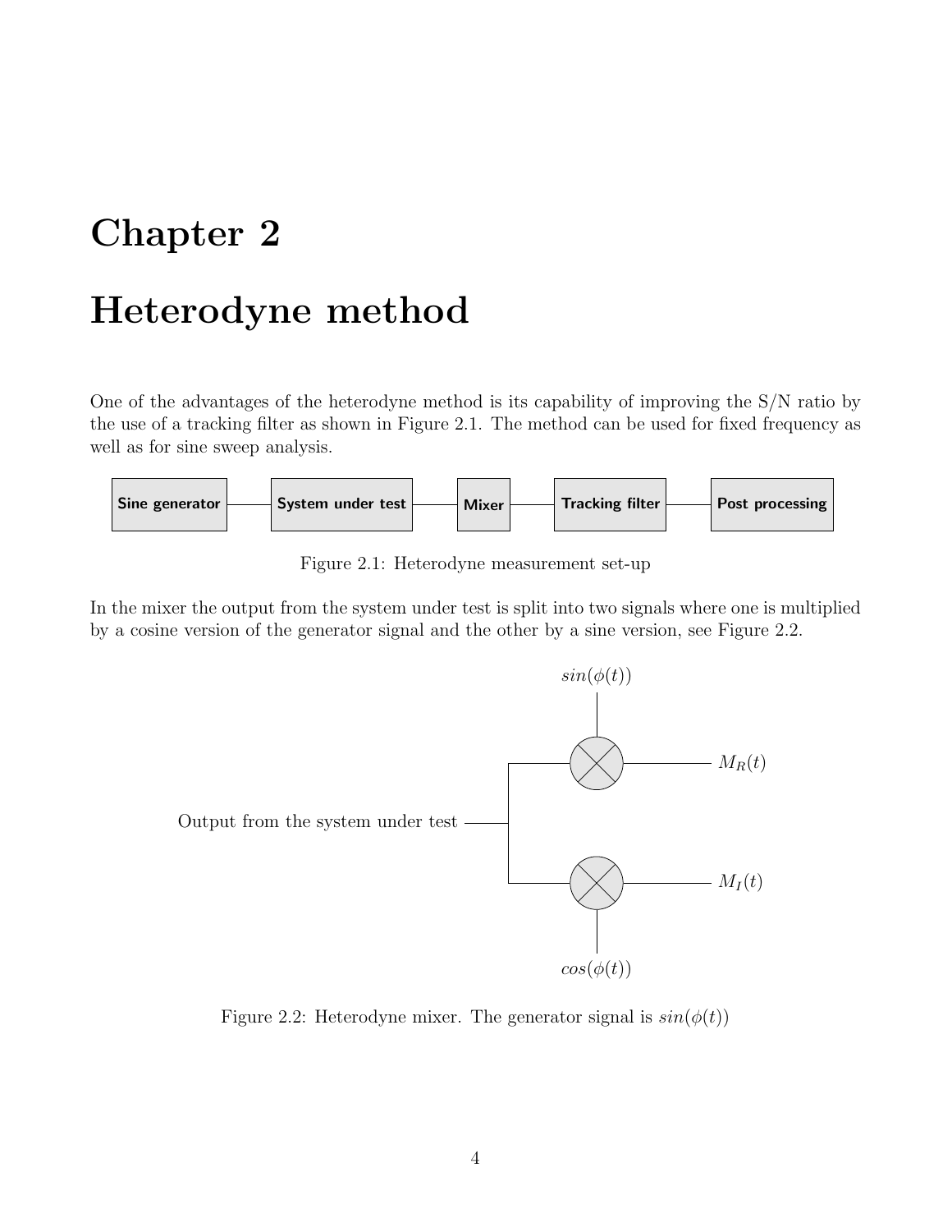# Chapter 2

# Heterodyne method

One of the advantages of the heterodyne method is its capability of improving the S/N ratio by the use of a tracking filter as shown in Figure 2.1. The method can be used for fixed frequency as well as for sine sweep analysis.

Sine generator — System under test — Mixer — Tracking filter — Post processing

Figure 2.1: Heterodyne measurement set-up

In the mixer the output from the system under test is split into two signals where one is multiplied by a cosine version of the generator signal and the other by a sine version, see Figure 2.2.

$sin(\phi(t))$

Output from the system under test

$M_R(t)$

$M_I(t)$

$cos(\phi(t))$

Figure 2.2: Heterodyne mixer. The generator signal is $sin(\phi(t))$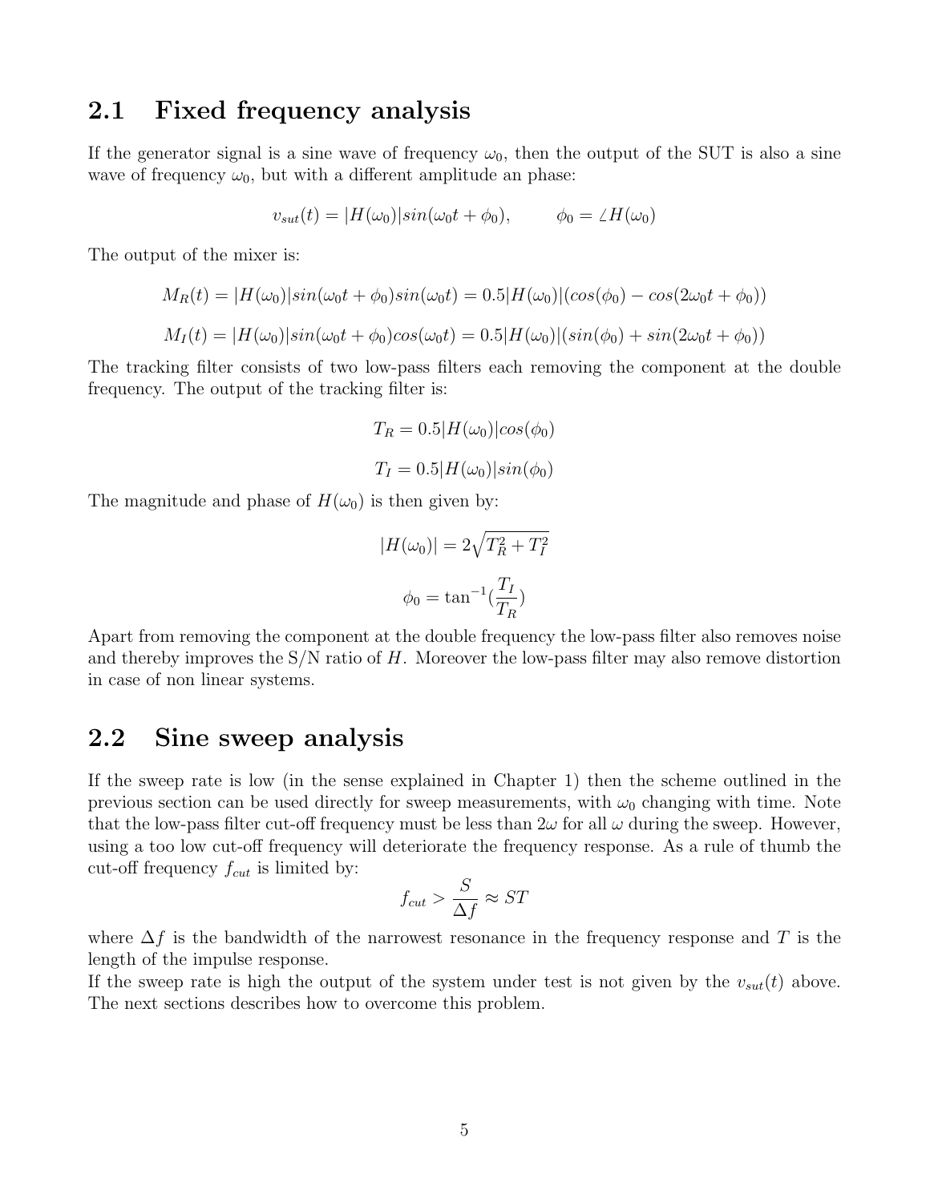## 2.1 Fixed frequency analysis

If the generator signal is a sine wave of frequency $\omega_0$, then the output of the SUT is also a sine wave of frequency $\omega_0$, but with a different amplitude an phase:

$$v_{sut}(t) = |H(\omega_0)| sin(\omega_0 t + \phi_0), \qquad \phi_0 = \angle H(\omega_0)$$

The output of the mixer is:

$$M_R(t) = |H(\omega_0)| sin(\omega_0 t + \phi_0) sin(\omega_0 t) = 0.5|H(\omega_0)|(cos(\phi_0) - cos(2\omega_0 t + \phi_0))$$

$$M_I(t) = |H(\omega_0)| sin(\omega_0 t + \phi_0) cos(\omega_0 t) = 0.5|H(\omega_0)|(sin(\phi_0) + sin(2\omega_0 t + \phi_0))$$

The tracking filter consists of two low-pass filters each removing the component at the double frequency. The output of the tracking filter is:

$$T_R = 0.5|H(\omega_0)| cos(\phi_0)$$

$$T_I = 0.5|H(\omega_0)| sin(\phi_0)$$

The magnitude and phase of $H(\omega_0)$ is then given by:

$$|H(\omega_0)| = 2\sqrt{T_R^2 + T_I^2}$$

$$\phi_0 = \tan^{-1}\left(\frac{T_I}{T_R}\right)$$

Apart from removing the component at the double frequency the low-pass filter also removes noise and thereby improves the S/N ratio of $H$. Moreover the low-pass filter may also remove distortion in case of non linear systems.

## 2.2 Sine sweep analysis

If the sweep rate is low (in the sense explained in Chapter 1) then the scheme outlined in the previous section can be used directly for sweep measurements, with $\omega_0$ changing with time. Note that the low-pass filter cut-off frequency must be less than $2\omega$ for all $\omega$ during the sweep. However, using a too low cut-off frequency will deteriorate the frequency response. As a rule of thumb the cut-off frequency $f_{cut}$ is limited by:

$$f_{cut} > \frac{S}{\Delta f} \approx ST$$

where $\Delta f$ is the bandwidth of the narrowest resonance in the frequency response and $T$ is the length of the impulse response.

If the sweep rate is high the output of the system under test is not given by the $v_{sut}(t)$ above. The next sections describes how to overcome this problem.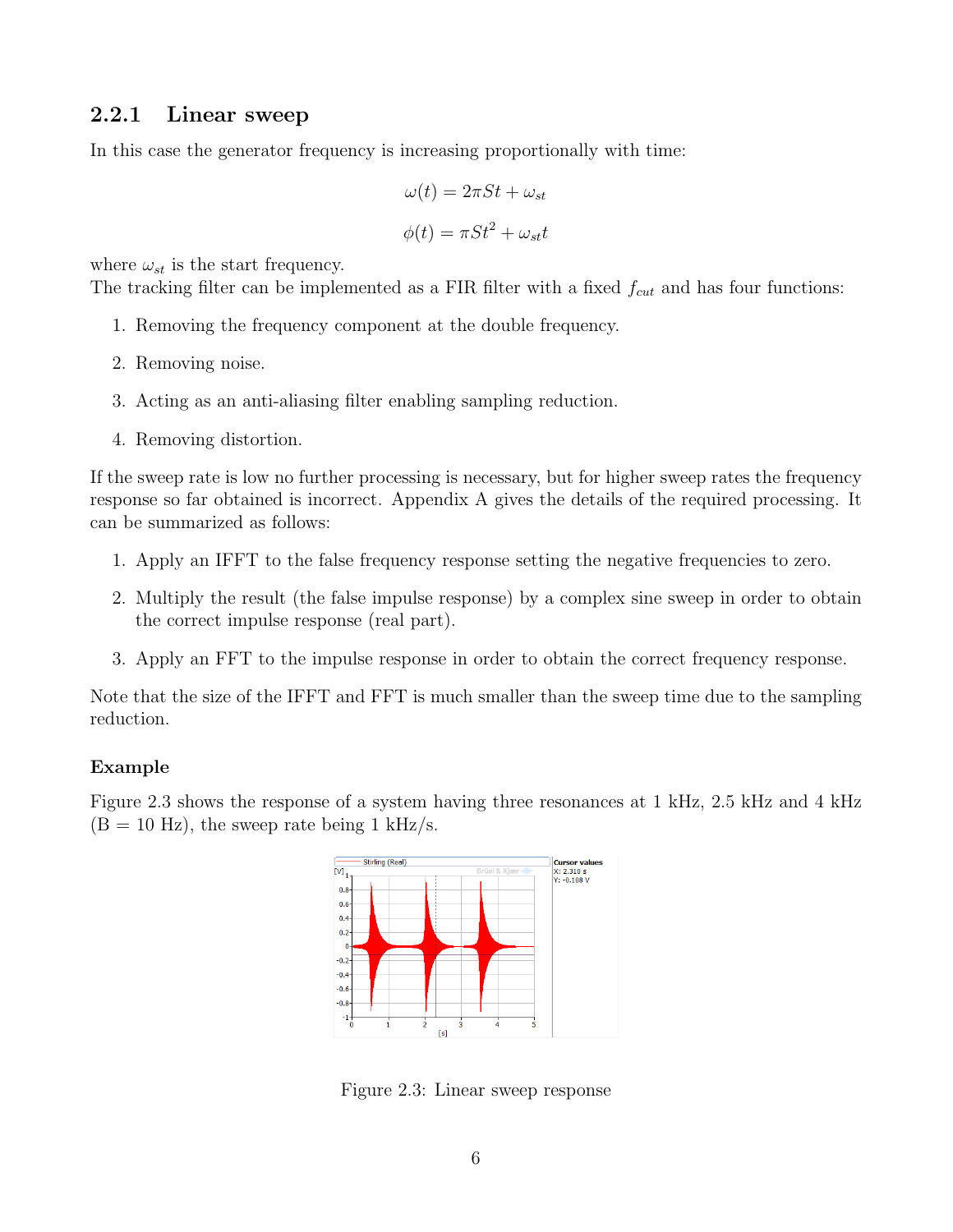### 2.2.1 Linear sweep

In this case the generator frequency is increasing proportionally with time:

$$\omega(t) = 2\pi St + \omega_{st}$$

$$\phi(t) = \pi St^2 + \omega_{st}t$$

where $\omega_{st}$ is the start frequency.
The tracking filter can be implemented as a FIR filter with a fixed $f_{cut}$ and has four functions:

1. Removing the frequency component at the double frequency.
2. Removing noise.
3. Acting as an anti-aliasing filter enabling sampling reduction.
4. Removing distortion.

If the sweep rate is low no further processing is necessary, but for higher sweep rates the frequency response so far obtained is incorrect. Appendix A gives the details of the required processing. It can be summarized as follows:

1. Apply an IFFT to the false frequency response setting the negative frequencies to zero.
2. Multiply the result (the false impulse response) by a complex sine sweep in order to obtain the correct impulse response (real part).
3. Apply an FFT to the impulse response in order to obtain the correct frequency response.

Note that the size of the IFFT and FFT is much smaller than the sweep time due to the sampling reduction.

**Example**

Figure 2.3 shows the response of a system having three resonances at 1 kHz, 2.5 kHz and 4 kHz (B = 10 Hz), the sweep rate being 1 kHz/s.

Figure 2.3: Linear sweep response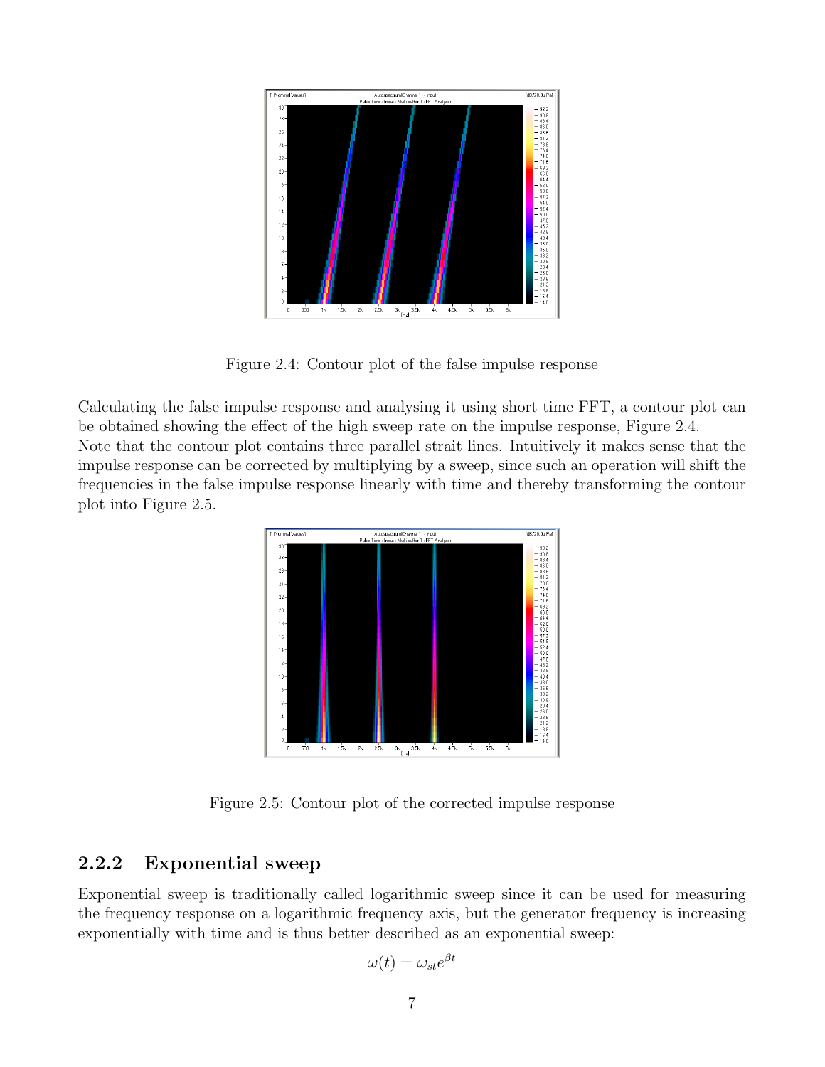Figure 2.4: Contour plot of the false impulse response

Calculating the false impulse response and analysing it using short time FFT, a contour plot can be obtained showing the effect of the high sweep rate on the impulse response, Figure 2.4.
Note that the contour plot contains three parallel strait lines. Intuitively it makes sense that the impulse response can be corrected by multiplying by a sweep, since such an operation will shift the frequencies in the false impulse response linearly with time and thereby transforming the contour plot into Figure 2.5.

Figure 2.5: Contour plot of the corrected impulse response

### 2.2.2 Exponential sweep

Exponential sweep is traditionally called logarithmic sweep since it can be used for measuring the frequency response on a logarithmic frequency axis, but the generator frequency is increasing exponentially with time and is thus better described as an exponential sweep:

$$\omega(t) = \omega_{st} e^{\beta t}$$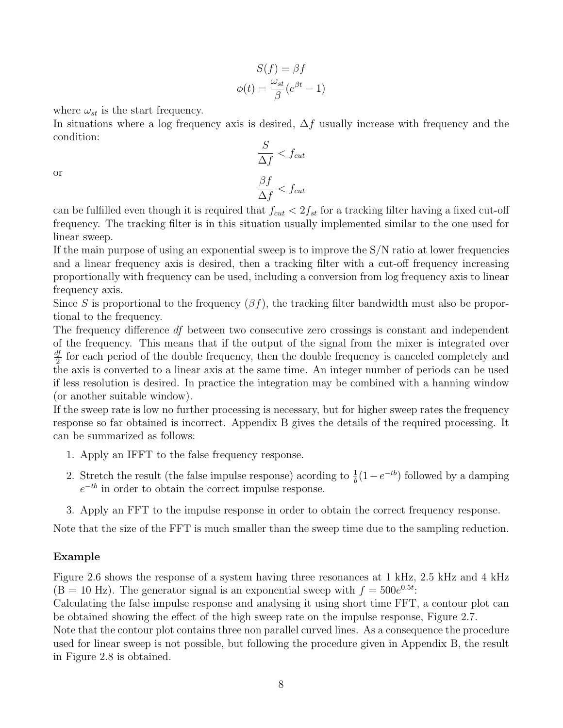$$S(f) = \beta f$$
$$\phi(t) = \frac{\omega_{st}}{\beta}(e^{\beta t} - 1)$$

where $\omega_{st}$ is the start frequency.

In situations where a log frequency axis is desired, $\Delta f$ usually increase with frequency and the condition:

$$\frac{S}{\Delta f} < f_{cut}$$

or

$$\frac{\beta f}{\Delta f} < f_{cut}$$

can be fulfilled even though it is required that $f_{cut} < 2f_{st}$ for a tracking filter having a fixed cut-off frequency. The tracking filter is in this situation usually implemented similar to the one used for linear sweep.

If the main purpose of using an exponential sweep is to improve the S/N ratio at lower frequencies and a linear frequency axis is desired, then a tracking filter with a cut-off frequency increasing proportionally with frequency can be used, including a conversion from log frequency axis to linear frequency axis.

Since $S$ is proportional to the frequency ($\beta f$), the tracking filter bandwidth must also be proportional to the frequency.

The frequency difference $df$ between two consecutive zero crossings is constant and independent of the frequency. This means that if the output of the signal from the mixer is integrated over $\frac{df}{2}$ for each period of the double frequency, then the double frequency is canceled completely and the axis is converted to a linear axis at the same time. An integer number of periods can be used if less resolution is desired. In practice the integration may be combined with a hanning window (or another suitable window).

If the sweep rate is low no further processing is necessary, but for higher sweep rates the frequency response so far obtained is incorrect. Appendix B gives the details of the required processing. It can be summarized as follows:

1. Apply an IFFT to the false frequency response.
2. Stretch the result (the false impulse response) acording to $\frac{1}{b}(1 - e^{-tb})$ followed by a damping $e^{-tb}$ in order to obtain the correct impulse response.
3. Apply an FFT to the impulse response in order to obtain the correct frequency response.

Note that the size of the FFT is much smaller than the sweep time due to the sampling reduction.

### Example

Figure 2.6 shows the response of a system having three resonances at 1 kHz, 2.5 kHz and 4 kHz (B = 10 Hz). The generator signal is an exponential sweep with $f = 500e^{0.5t}$:

Calculating the false impulse response and analysing it using short time FFT, a contour plot can be obtained showing the effect of the high sweep rate on the impulse response, Figure 2.7.

Note that the contour plot contains three non parallel curved lines. As a consequence the procedure used for linear sweep is not possible, but following the procedure given in Appendix B, the result in Figure 2.8 is obtained.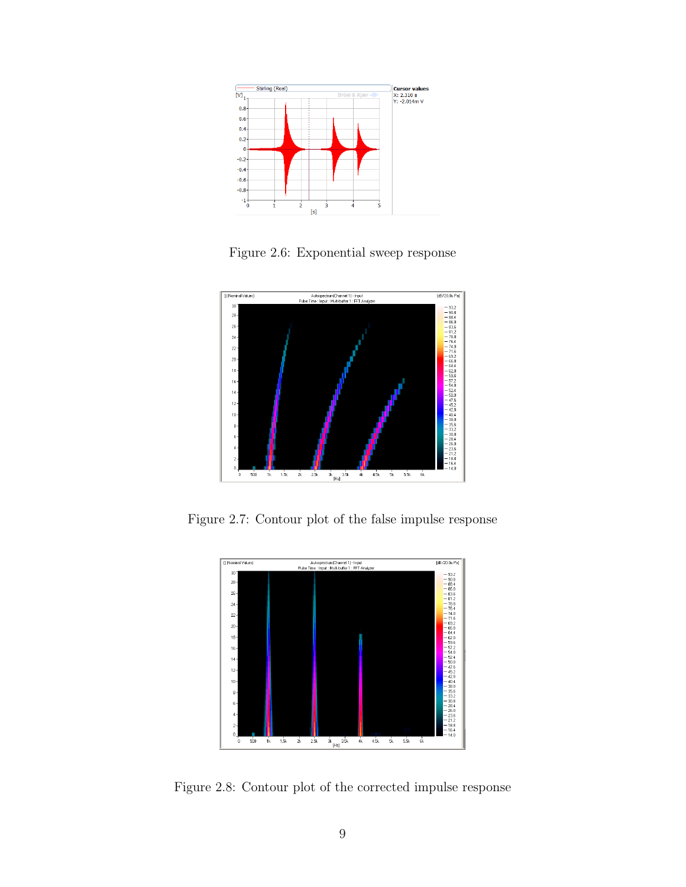Figure 2.6: Exponential sweep response

Figure 2.7: Contour plot of the false impulse response

Figure 2.8: Contour plot of the corrected impulse response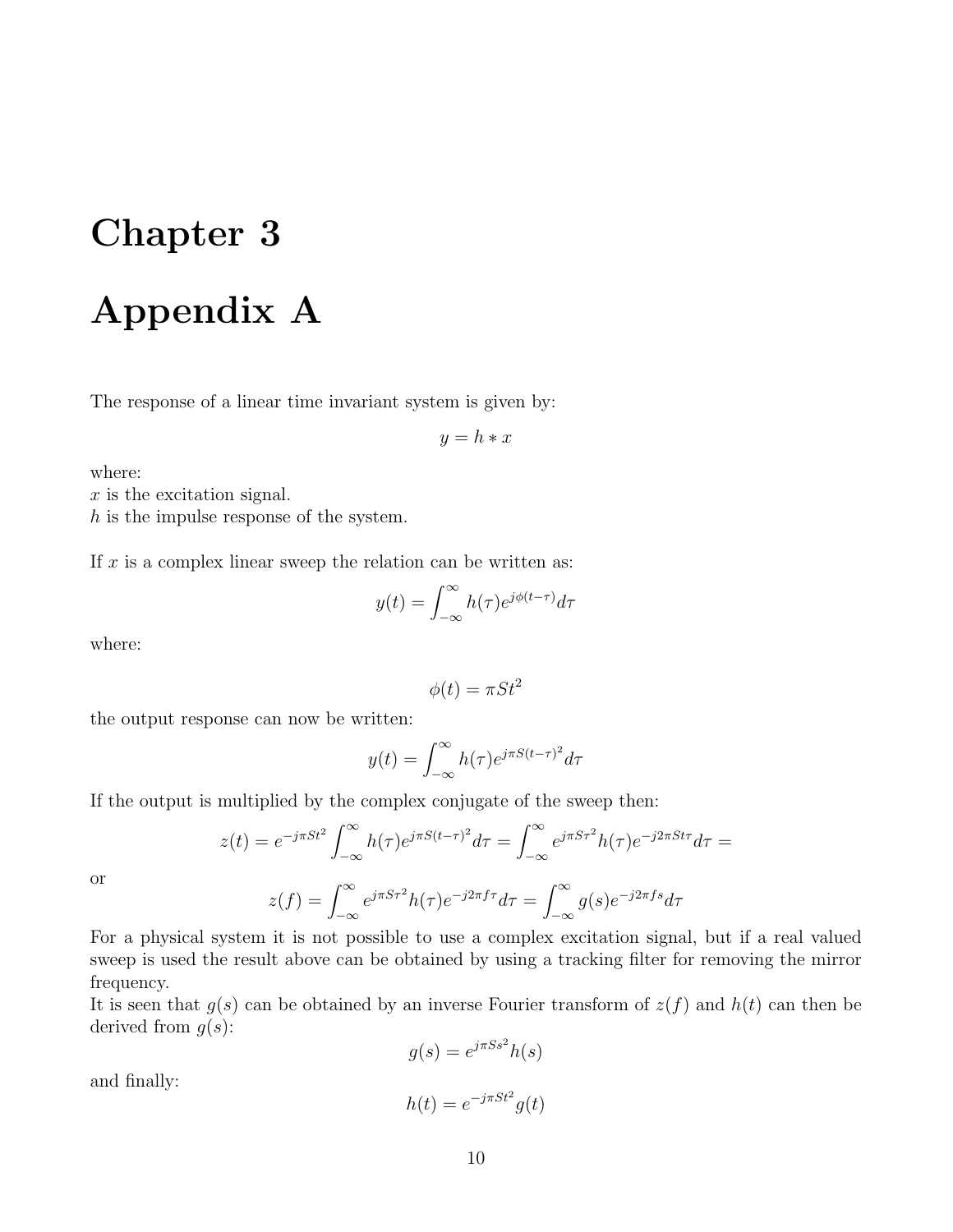# Chapter 3

# Appendix A

The response of a linear time invariant system is given by:

$$y = h * x$$

where:
$x$ is the excitation signal.
$h$ is the impulse response of the system.

If $x$ is a complex linear sweep the relation can be written as:

$$y(t) = \int_{-\infty}^{\infty} h(\tau) e^{j\phi(t-\tau)} d\tau$$

where:

$$\phi(t) = \pi S t^2$$

the output response can now be written:

$$y(t) = \int_{-\infty}^{\infty} h(\tau) e^{j\pi S(t-\tau)^2} d\tau$$

If the output is multiplied by the complex conjugate of the sweep then:

$$z(t) = e^{-j\pi S t^2} \int_{-\infty}^{\infty} h(\tau) e^{j\pi S(t-\tau)^2} d\tau = \int_{-\infty}^{\infty} e^{j\pi S\tau^2} h(\tau) e^{-j2\pi S t\tau} d\tau =$$

or

$$z(f) = \int_{-\infty}^{\infty} e^{j\pi S\tau^2} h(\tau) e^{-j2\pi f\tau} d\tau = \int_{-\infty}^{\infty} g(s) e^{-j2\pi f s} d\tau$$

For a physical system it is not possible to use a complex excitation signal, but if a real valued sweep is used the result above can be obtained by using a tracking filter for removing the mirror frequency.
It is seen that $g(s)$ can be obtained by an inverse Fourier transform of $z(f)$ and $h(t)$ can then be derived from $g(s)$:

$$g(s) = e^{j\pi S s^2} h(s)$$

and finally:

$$h(t) = e^{-j\pi S t^2} g(t)$$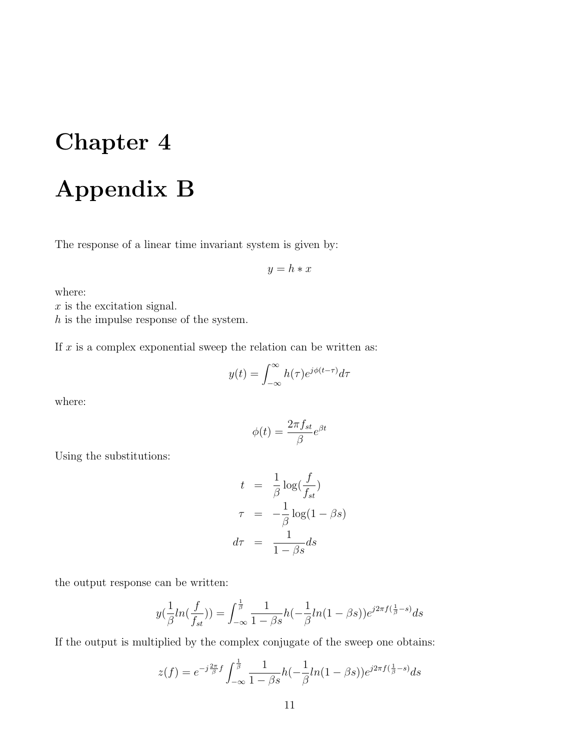# Chapter 4

# Appendix B

The response of a linear time invariant system is given by:

$$y = h * x$$

where:
$x$ is the excitation signal.
$h$ is the impulse response of the system.

If $x$ is a complex exponential sweep the relation can be written as:

$$y(t) = \int_{-\infty}^{\infty} h(\tau) e^{j\phi(t-\tau)} d\tau$$

where:

$$\phi(t) = \frac{2\pi f_{st}}{\beta} e^{\beta t}$$

Using the substitutions:

$$\begin{aligned} t &= \frac{1}{\beta} \log(\frac{f}{f_{st}}) \\ \tau &= -\frac{1}{\beta} \log(1 - \beta s) \\ d\tau &= \frac{1}{1 - \beta s} ds \end{aligned}$$

the output response can be written:

$$y(\frac{1}{\beta} ln(\frac{f}{f_{st}})) = \int_{-\infty}^{\frac{1}{\beta}} \frac{1}{1 - \beta s} h(-\frac{1}{\beta} ln(1 - \beta s)) e^{j2\pi f(\frac{1}{\beta} - s)} ds$$

If the output is multiplied by the complex conjugate of the sweep one obtains:

$$z(f) = e^{-j\frac{2\pi}{\beta} f} \int_{-\infty}^{\frac{1}{\beta}} \frac{1}{1 - \beta s} h(-\frac{1}{\beta} ln(1 - \beta s)) e^{j2\pi f(\frac{1}{\beta} - s)} ds$$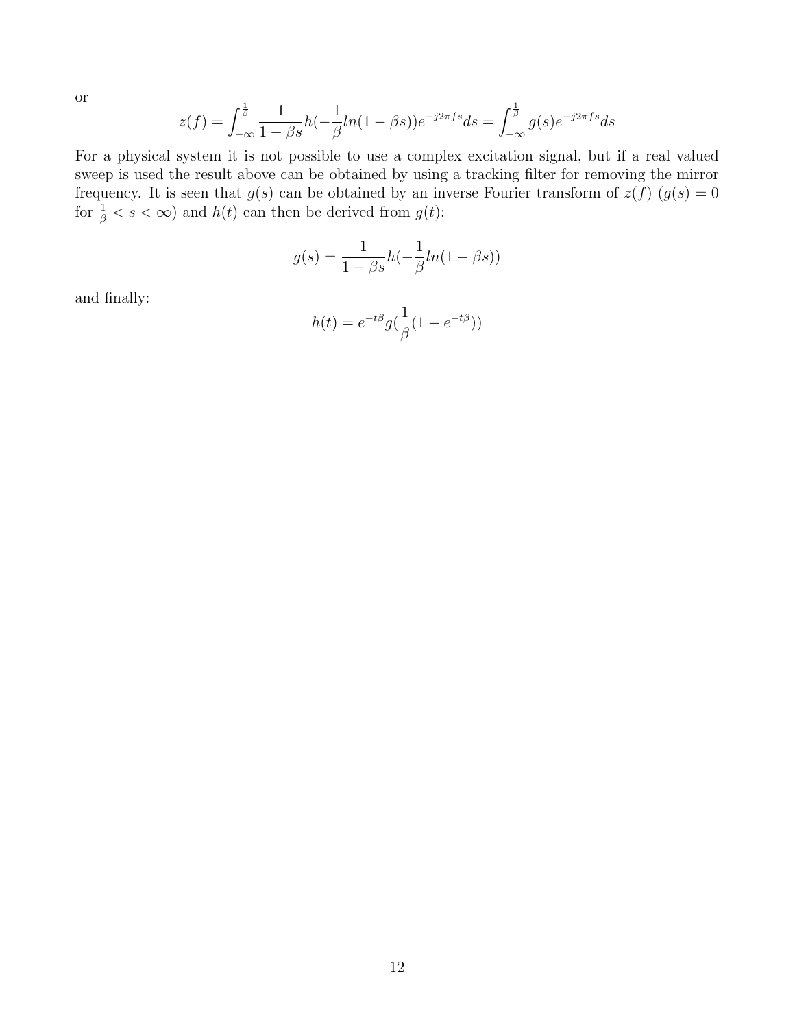or

$$z(f) = \int_{-\infty}^{\frac{1}{\beta}} \frac{1}{1-\beta s} h(-\frac{1}{\beta} ln(1-\beta s)) e^{-j2\pi f s} ds = \int_{-\infty}^{\frac{1}{\beta}} g(s) e^{-j2\pi f s} ds$$

For a physical system it is not possible to use a complex excitation signal, but if a real valued sweep is used the result above can be obtained by using a tracking filter for removing the mirror frequency. It is seen that $g(s)$ can be obtained by an inverse Fourier transform of $z(f)$ ($g(s) = 0$ for $\frac{1}{\beta} < s < \infty$) and $h(t)$ can then be derived from $g(t)$:

$$g(s) = \frac{1}{1-\beta s} h(-\frac{1}{\beta} ln(1-\beta s))$$

and finally:

$$h(t) = e^{-t\beta} g(\frac{1}{\beta}(1-e^{-t\beta}))$$